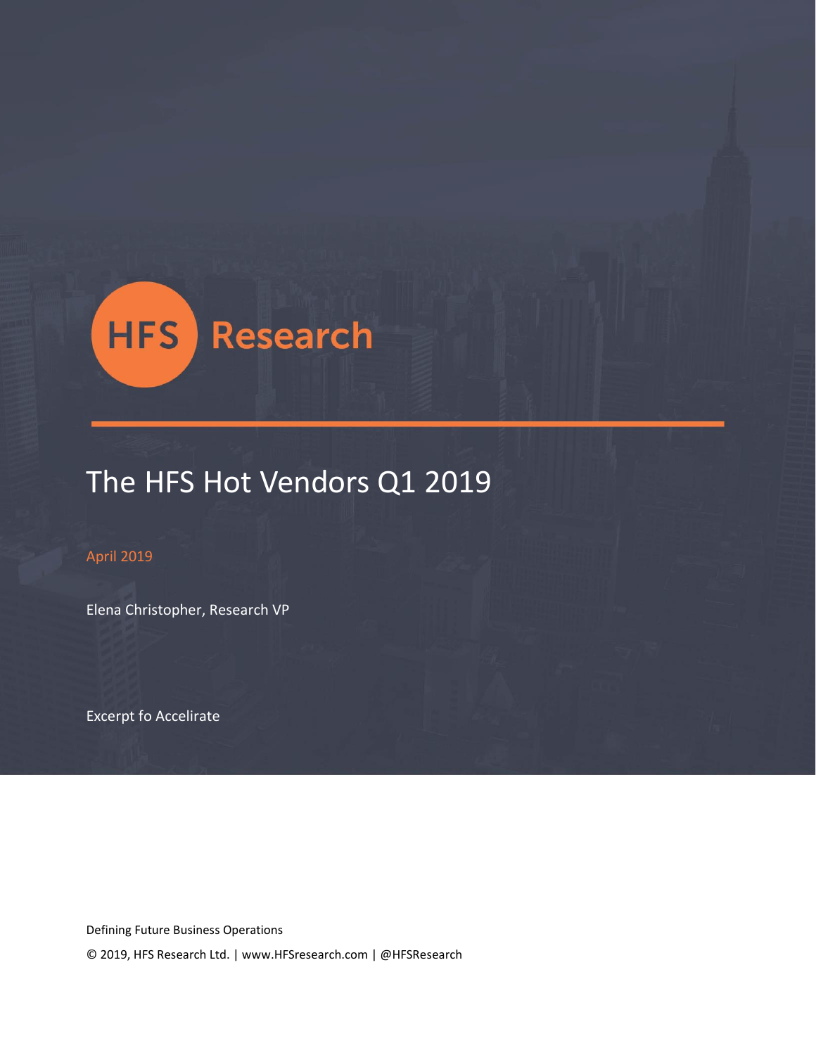HFS Research

# The HFS Hot Vendors Q1 2019

April 2019

Elena Christopher, Research VP

Excerpt fo Accelirate

Defining Future Business Operations

© 2019, HFS Research Ltd. | www.HFSresearch.com | @HFSResearch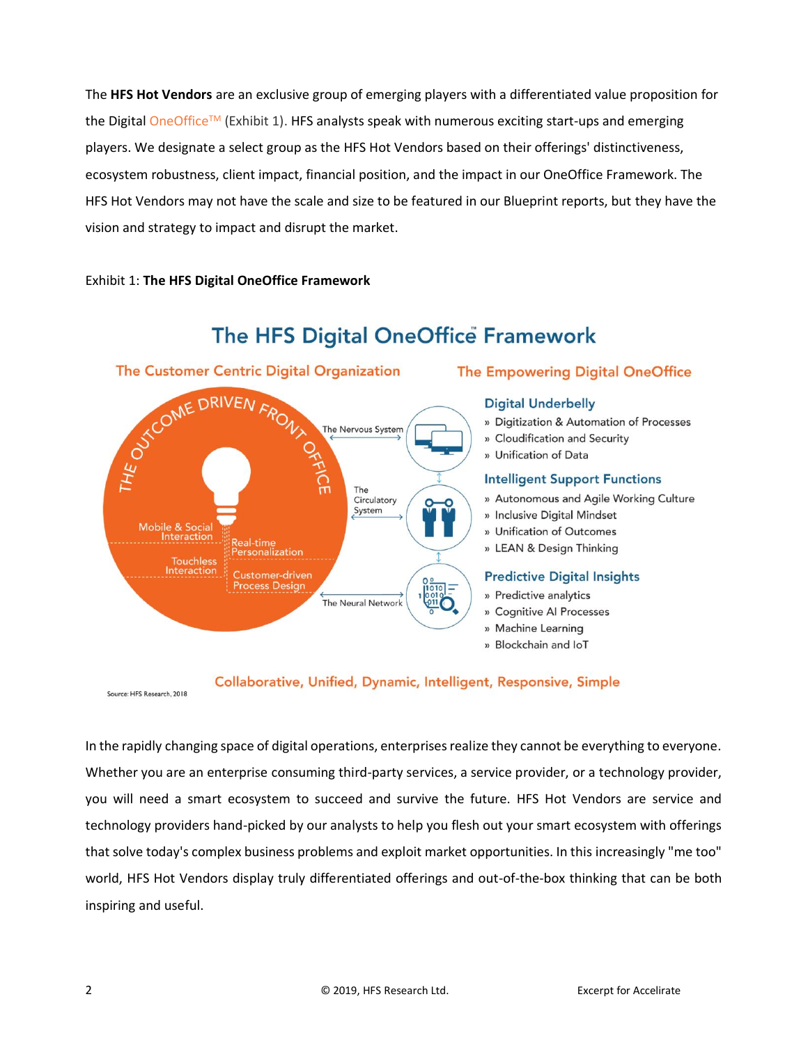The **HFS Hot Vendors** are an exclusive group of emerging players with a differentiated value proposition for the Digital OneOffice™ (Exhibit 1). HFS analysts speak with numerous exciting start-ups and emerging players. We designate a select group as the HFS Hot Vendors based on their offerings' distinctiveness, ecosystem robustness, client impact, financial position, and the impact in our OneOffice Framework. The HFS Hot Vendors may not have the scale and size to be featured in our Blueprint reports, but they have the vision and strategy to impact and disrupt the market.

Exhibit 1: **The HFS Digital OneOffice Framework**

**The HFS Digital OneOffice™ Framework**

**The Customer Centric Digital Organization**

THE OUTCOME DRIVEN FRONT OFFICE

- Mobile & Social Interaction
- Real-time Personalization
- Touchless Interaction
- Customer-driven Process Design

The Nervous System · The Circulatory System · The Neural Network

**The Empowering Digital OneOffice**

**Digital Underbelly**
- Digitization & Automation of Processes
- Cloudification and Security
- Unification of Data

**Intelligent Support Functions**
- Autonomous and Agile Working Culture
- Inclusive Digital Mindset
- Unification of Outcomes
- LEAN & Design Thinking

**Predictive Digital Insights**
- Predictive analytics
- Cognitive AI Processes
- Machine Learning
- Blockchain and IoT

Collaborative, Unified, Dynamic, Intelligent, Responsive, Simple

Source: HFS Research, 2018

In the rapidly changing space of digital operations, enterprises realize they cannot be everything to everyone. Whether you are an enterprise consuming third-party services, a service provider, or a technology provider, you will need a smart ecosystem to succeed and survive the future. HFS Hot Vendors are service and technology providers hand-picked by our analysts to help you flesh out your smart ecosystem with offerings that solve today's complex business problems and exploit market opportunities. In this increasingly "me too" world, HFS Hot Vendors display truly differentiated offerings and out-of-the-box thinking that can be both inspiring and useful.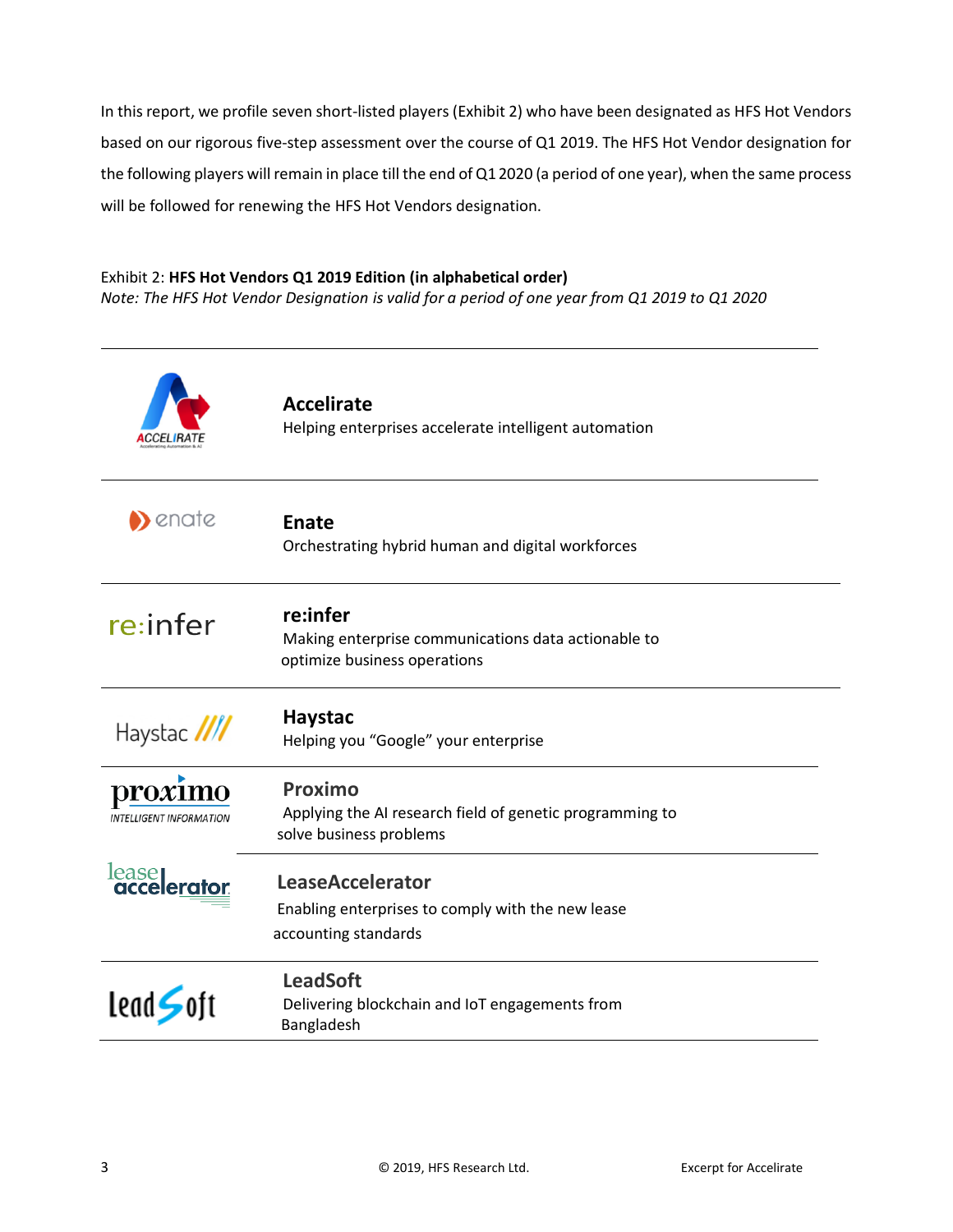In this report, we profile seven short-listed players (Exhibit 2) who have been designated as HFS Hot Vendors based on our rigorous five-step assessment over the course of Q1 2019. The HFS Hot Vendor designation for the following players will remain in place till the end of Q1 2020 (a period of one year), when the same process will be followed for renewing the HFS Hot Vendors designation.

Exhibit 2: **HFS Hot Vendors Q1 2019 Edition (in alphabetical order)**

*Note: The HFS Hot Vendor Designation is valid for a period of one year from Q1 2019 to Q1 2020*

| Logo | Vendor |
|---|---|
| ACCELIRATE | **Accelirate**<br>Helping enterprises accelerate intelligent automation |
| enate | **Enate**<br>Orchestrating hybrid human and digital workforces |
| re:infer | **re:infer**<br>Making enterprise communications data actionable to optimize business operations |
| Haystac | **Haystac**<br>Helping you “Google” your enterprise |
| proximo INTELLIGENT INFORMATION | **Proximo**<br>Applying the AI research field of genetic programming to solve business problems |
| lease accelerator | **LeaseAccelerator**<br>Enabling enterprises to comply with the new lease accounting standards |
| LeadSoft | **LeadSoft**<br>Delivering blockchain and IoT engagements from Bangladesh |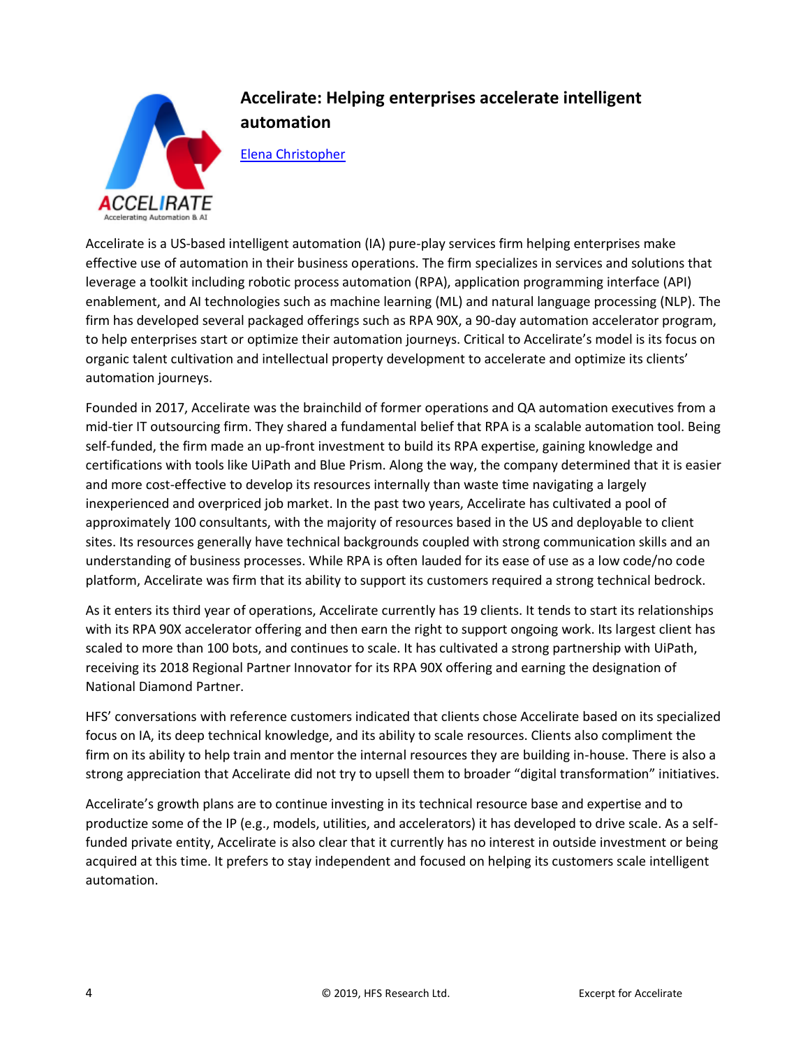# Accelirate: Helping enterprises accelerate intelligent automation

[Elena Christopher]

Accelirate is a US-based intelligent automation (IA) pure-play services firm helping enterprises make effective use of automation in their business operations. The firm specializes in services and solutions that leverage a toolkit including robotic process automation (RPA), application programming interface (API) enablement, and AI technologies such as machine learning (ML) and natural language processing (NLP). The firm has developed several packaged offerings such as RPA 90X, a 90-day automation accelerator program, to help enterprises start or optimize their automation journeys. Critical to Accelirate's model is its focus on organic talent cultivation and intellectual property development to accelerate and optimize its clients' automation journeys.

Founded in 2017, Accelirate was the brainchild of former operations and QA automation executives from a mid-tier IT outsourcing firm. They shared a fundamental belief that RPA is a scalable automation tool. Being self-funded, the firm made an up-front investment to build its RPA expertise, gaining knowledge and certifications with tools like UiPath and Blue Prism. Along the way, the company determined that it is easier and more cost-effective to develop its resources internally than waste time navigating a largely inexperienced and overpriced job market. In the past two years, Accelirate has cultivated a pool of approximately 100 consultants, with the majority of resources based in the US and deployable to client sites. Its resources generally have technical backgrounds coupled with strong communication skills and an understanding of business processes. While RPA is often lauded for its ease of use as a low code/no code platform, Accelirate was firm that its ability to support its customers required a strong technical bedrock.

As it enters its third year of operations, Accelirate currently has 19 clients. It tends to start its relationships with its RPA 90X accelerator offering and then earn the right to support ongoing work. Its largest client has scaled to more than 100 bots, and continues to scale. It has cultivated a strong partnership with UiPath, receiving its 2018 Regional Partner Innovator for its RPA 90X offering and earning the designation of National Diamond Partner.

HFS' conversations with reference customers indicated that clients chose Accelirate based on its specialized focus on IA, its deep technical knowledge, and its ability to scale resources. Clients also compliment the firm on its ability to help train and mentor the internal resources they are building in-house. There is also a strong appreciation that Accelirate did not try to upsell them to broader "digital transformation" initiatives.

Accelirate's growth plans are to continue investing in its technical resource base and expertise and to productize some of the IP (e.g., models, utilities, and accelerators) it has developed to drive scale. As a self-funded private entity, Accelirate is also clear that it currently has no interest in outside investment or being acquired at this time. It prefers to stay independent and focused on helping its customers scale intelligent automation.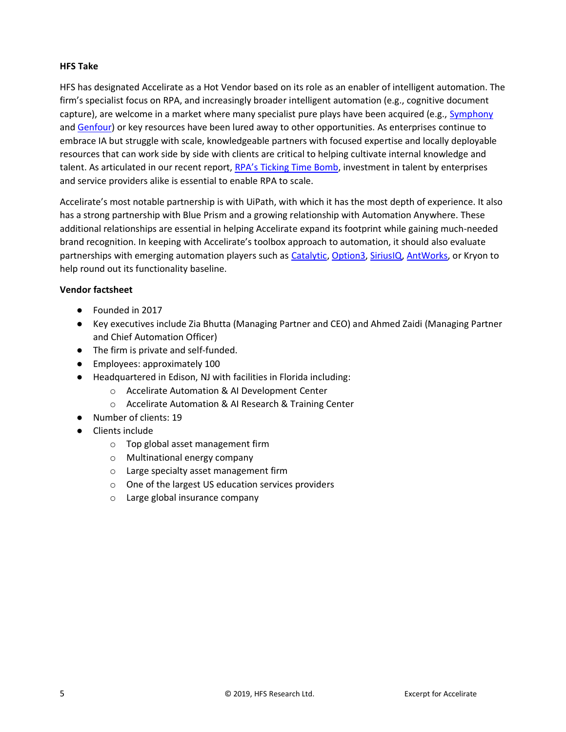**HFS Take**

HFS has designated Accelirate as a Hot Vendor based on its role as an enabler of intelligent automation. The firm's specialist focus on RPA, and increasingly broader intelligent automation (e.g., cognitive document capture), are welcome in a market where many specialist pure plays have been acquired (e.g., Symphony and Genfour) or key resources have been lured away to other opportunities. As enterprises continue to embrace IA but struggle with scale, knowledgeable partners with focused expertise and locally deployable resources that can work side by side with clients are critical to helping cultivate internal knowledge and talent. As articulated in our recent report, RPA's Ticking Time Bomb, investment in talent by enterprises and service providers alike is essential to enable RPA to scale.

Accelirate's most notable partnership is with UiPath, with which it has the most depth of experience. It also has a strong partnership with Blue Prism and a growing relationship with Automation Anywhere. These additional relationships are essential in helping Accelirate expand its footprint while gaining much-needed brand recognition. In keeping with Accelirate's toolbox approach to automation, it should also evaluate partnerships with emerging automation players such as Catalytic, Option3, SiriusIQ, AntWorks, or Kryon to help round out its functionality baseline.

**Vendor factsheet**

- Founded in 2017
- Key executives include Zia Bhutta (Managing Partner and CEO) and Ahmed Zaidi (Managing Partner and Chief Automation Officer)
- The firm is private and self-funded.
- Employees: approximately 100
- Headquartered in Edison, NJ with facilities in Florida including:
  - Accelirate Automation & AI Development Center
  - Accelirate Automation & AI Research & Training Center
- Number of clients: 19
- Clients include
  - Top global asset management firm
  - Multinational energy company
  - Large specialty asset management firm
  - One of the largest US education services providers
  - Large global insurance company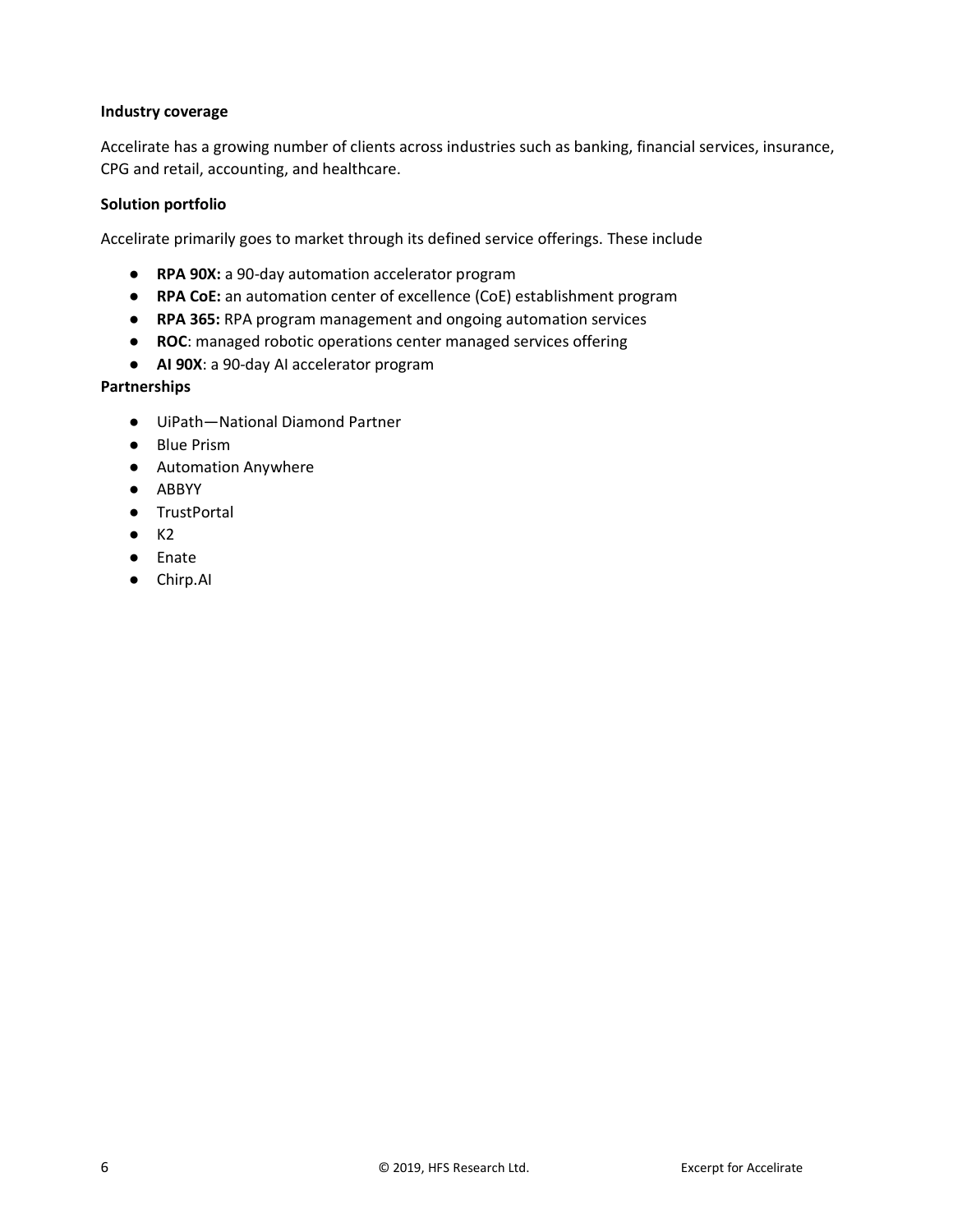**Industry coverage**

Accelirate has a growing number of clients across industries such as banking, financial services, insurance, CPG and retail, accounting, and healthcare.

**Solution portfolio**

Accelirate primarily goes to market through its defined service offerings. These include

- **RPA 90X:** a 90-day automation accelerator program
- **RPA CoE:** an automation center of excellence (CoE) establishment program
- **RPA 365:** RPA program management and ongoing automation services
- **ROC**: managed robotic operations center managed services offering
- **AI 90X**: a 90-day AI accelerator program

**Partnerships**

- UiPath—National Diamond Partner
- Blue Prism
- Automation Anywhere
- ABBYY
- TrustPortal
- K2
- Enate
- Chirp.AI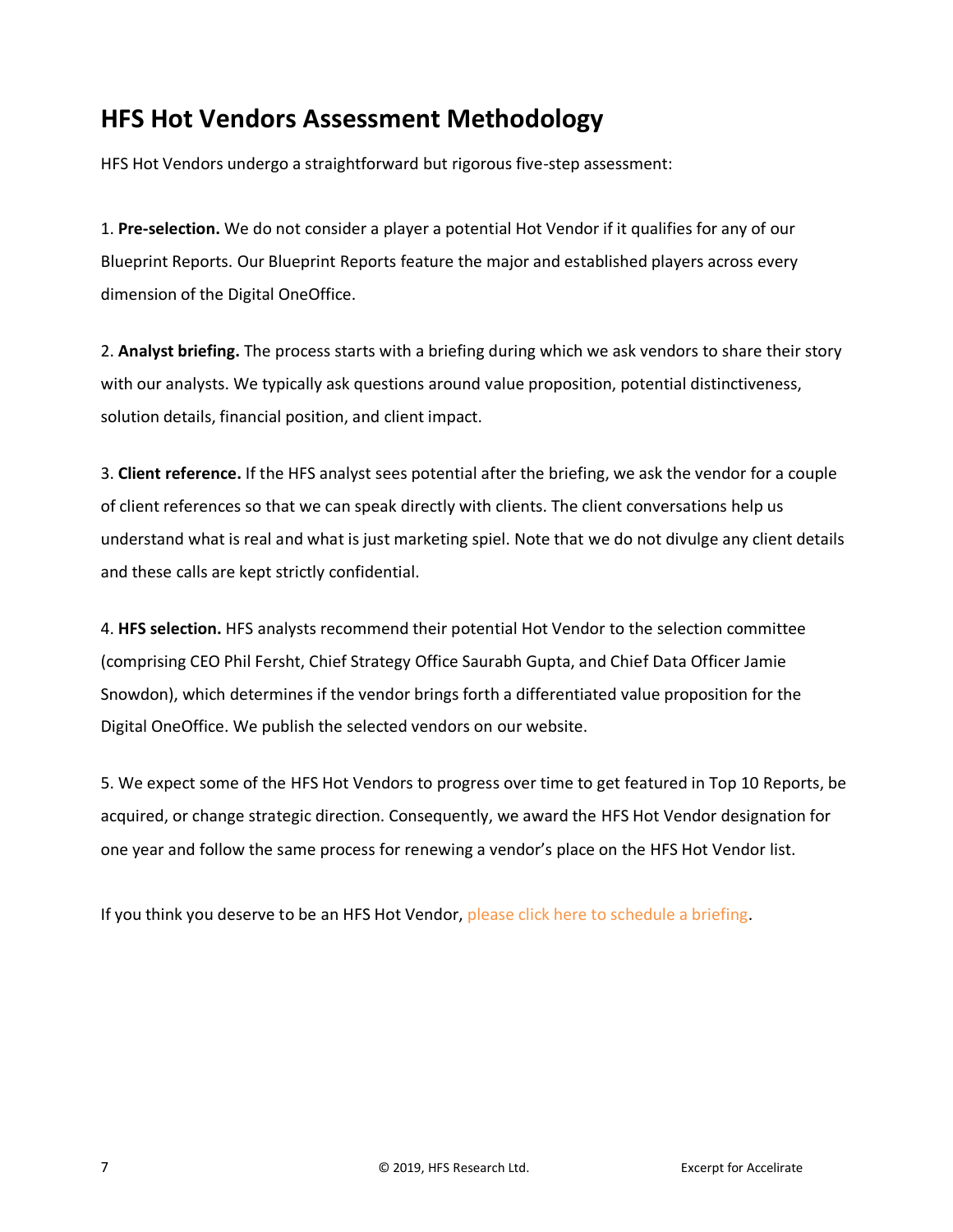## HFS Hot Vendors Assessment Methodology

HFS Hot Vendors undergo a straightforward but rigorous five-step assessment:

1. **Pre-selection.** We do not consider a player a potential Hot Vendor if it qualifies for any of our Blueprint Reports. Our Blueprint Reports feature the major and established players across every dimension of the Digital OneOffice.

2. **Analyst briefing.** The process starts with a briefing during which we ask vendors to share their story with our analysts. We typically ask questions around value proposition, potential distinctiveness, solution details, financial position, and client impact.

3. **Client reference.** If the HFS analyst sees potential after the briefing, we ask the vendor for a couple of client references so that we can speak directly with clients. The client conversations help us understand what is real and what is just marketing spiel. Note that we do not divulge any client details and these calls are kept strictly confidential.

4. **HFS selection.** HFS analysts recommend their potential Hot Vendor to the selection committee (comprising CEO Phil Fersht, Chief Strategy Office Saurabh Gupta, and Chief Data Officer Jamie Snowdon), which determines if the vendor brings forth a differentiated value proposition for the Digital OneOffice. We publish the selected vendors on our website.

5. We expect some of the HFS Hot Vendors to progress over time to get featured in Top 10 Reports, be acquired, or change strategic direction. Consequently, we award the HFS Hot Vendor designation for one year and follow the same process for renewing a vendor's place on the HFS Hot Vendor list.

If you think you deserve to be an HFS Hot Vendor, please click here to schedule a briefing.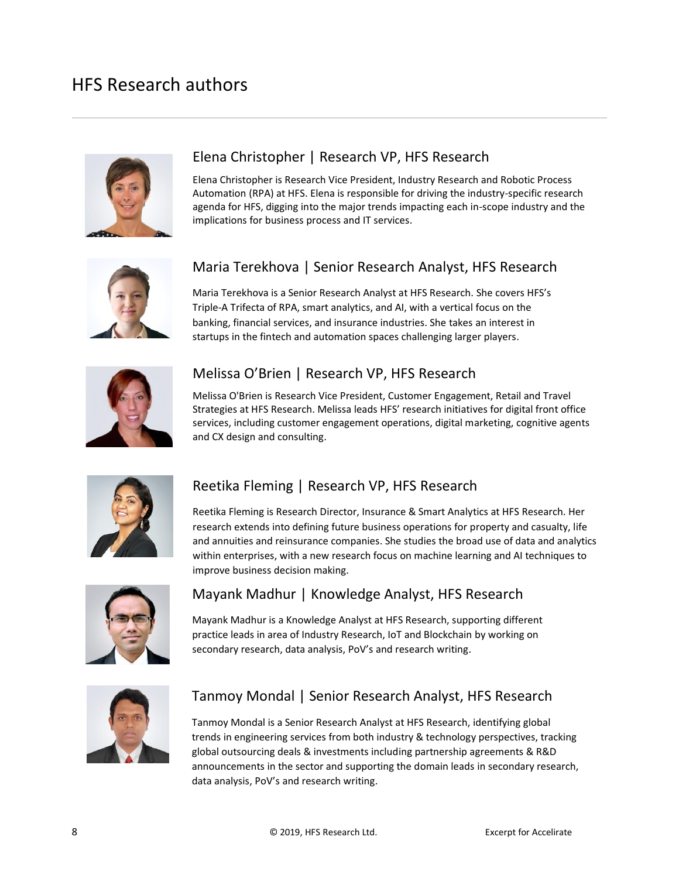# HFS Research authors

## Elena Christopher | Research VP, HFS Research

Elena Christopher is Research Vice President, Industry Research and Robotic Process Automation (RPA) at HFS. Elena is responsible for driving the industry-specific research agenda for HFS, digging into the major trends impacting each in-scope industry and the implications for business process and IT services.

## Maria Terekhova | Senior Research Analyst, HFS Research

Maria Terekhova is a Senior Research Analyst at HFS Research. She covers HFS's Triple-A Trifecta of RPA, smart analytics, and AI, with a vertical focus on the banking, financial services, and insurance industries. She takes an interest in startups in the fintech and automation spaces challenging larger players.

## Melissa O'Brien | Research VP, HFS Research

Melissa O'Brien is Research Vice President, Customer Engagement, Retail and Travel Strategies at HFS Research. Melissa leads HFS' research initiatives for digital front office services, including customer engagement operations, digital marketing, cognitive agents and CX design and consulting.

## Reetika Fleming | Research VP, HFS Research

Reetika Fleming is Research Director, Insurance & Smart Analytics at HFS Research. Her research extends into defining future business operations for property and casualty, life and annuities and reinsurance companies. She studies the broad use of data and analytics within enterprises, with a new research focus on machine learning and AI techniques to improve business decision making.

## Mayank Madhur | Knowledge Analyst, HFS Research

Mayank Madhur is a Knowledge Analyst at HFS Research, supporting different practice leads in area of Industry Research, IoT and Blockchain by working on secondary research, data analysis, PoV's and research writing.

## Tanmoy Mondal | Senior Research Analyst, HFS Research

Tanmoy Mondal is a Senior Research Analyst at HFS Research, identifying global trends in engineering services from both industry & technology perspectives, tracking global outsourcing deals & investments including partnership agreements & R&D announcements in the sector and supporting the domain leads in secondary research, data analysis, PoV's and research writing.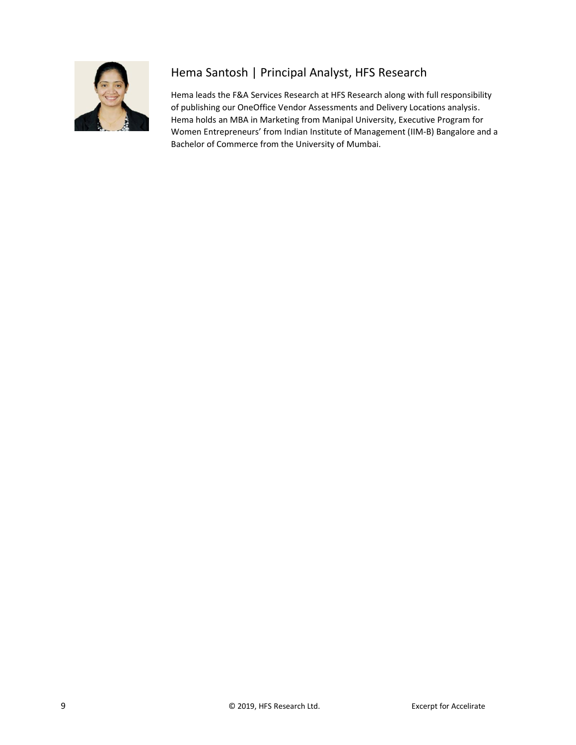## Hema Santosh | Principal Analyst, HFS Research

Hema leads the F&A Services Research at HFS Research along with full responsibility of publishing our OneOffice Vendor Assessments and Delivery Locations analysis. Hema holds an MBA in Marketing from Manipal University, Executive Program for Women Entrepreneurs' from Indian Institute of Management (IIM-B) Bangalore and a Bachelor of Commerce from the University of Mumbai.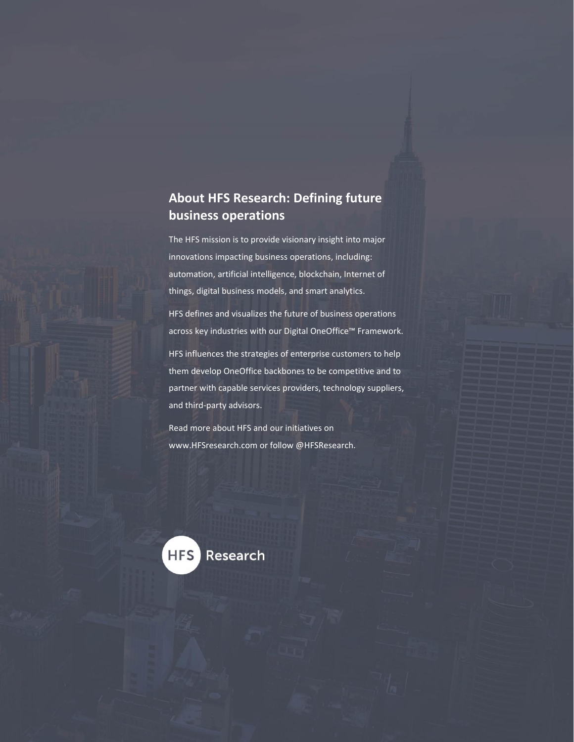## About HFS Research: Defining future business operations

The HFS mission is to provide visionary insight into major innovations impacting business operations, including: automation, artificial intelligence, blockchain, Internet of things, digital business models, and smart analytics.

HFS defines and visualizes the future of business operations across key industries with our Digital OneOffice™ Framework.

HFS influences the strategies of enterprise customers to help them develop OneOffice backbones to be competitive and to partner with capable services providers, technology suppliers, and third-party advisors.

Read more about HFS and our initiatives on www.HFSresearch.com or follow @HFSResearch.

HFS Research